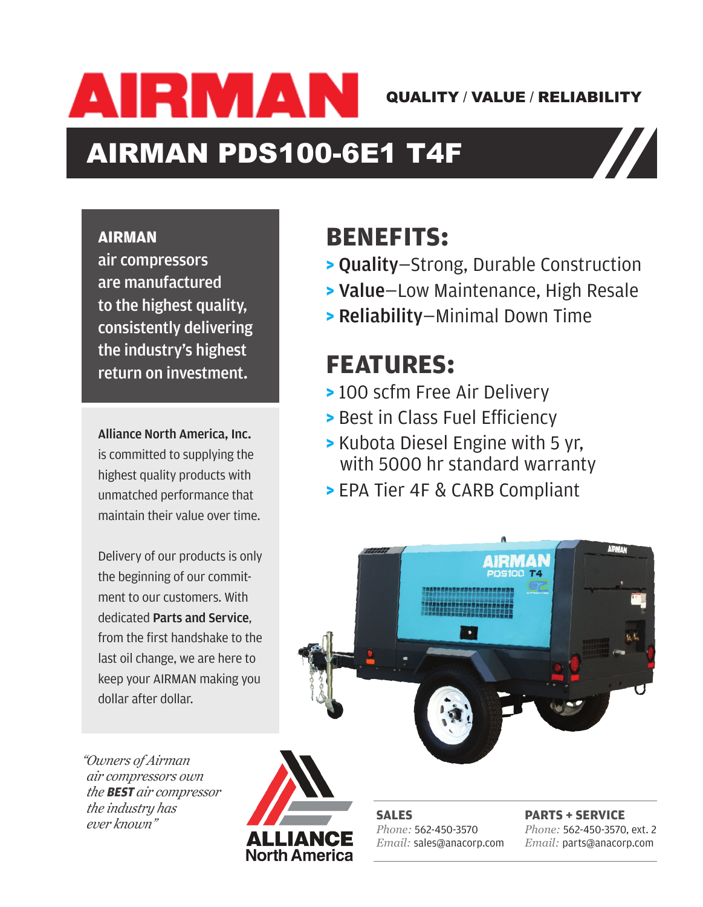# AIRMAN

QUALITY / VALUE / RELIABILITY

## AIRMAN PDS100-6E1 T4F

**AIRMAN** air compressors are manufactured to the highest quality, consistently delivering the industry's highest return on investment.

**Alliance North America, Inc.** is committed to supplying the highest quality products with unmatched performance that maintain their value over time.

Delivery of our products is only the beginning of our commitment to our customers. With dedicated **Parts and Service**, from the first handshake to the last oil change, we are here to keep your AIRMAN making you dollar after dollar.

*"Owners of Airman air compressors own the **BEST** air compressor the industry has ever known"*

### BENEFITS:

- **Quality**–Strong, Durable Construction
- **Value**–Low Maintenance, High Resale
- **Reliability**–Minimal Down Time

### FEATURES:

- 100 scfm Free Air Delivery
- Best in Class Fuel Efficiency
- Kubota Diesel Engine with 5 yr, with 5000 hr standard warranty
- EPA Tier 4F & CARB Compliant

ALLIANCE North America

**SALES**
*Phone:* 562-450-3570
*Email:* sales@anacorp.com

**PARTS + SERVICE**
*Phone:* 562-450-3570, ext. 2
*Email:* parts@anacorp.com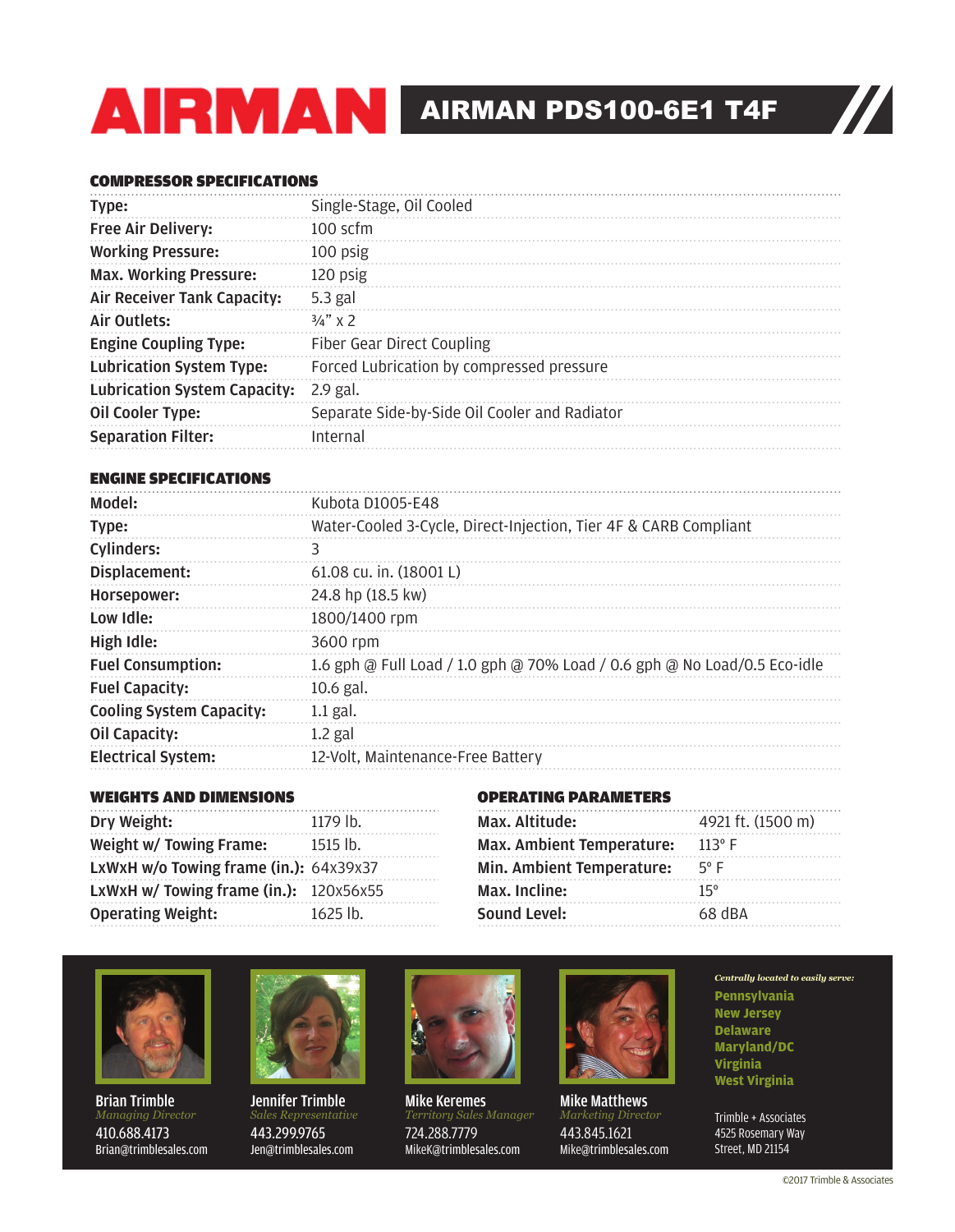# AIRMAN

## AIRMAN PDS100-6E1 T4F

### COMPRESSOR SPECIFICATIONS

| | |
|---|---|
| **Type:** | Single-Stage, Oil Cooled |
| **Free Air Delivery:** | 100 scfm |
| **Working Pressure:** | 100 psig |
| **Max. Working Pressure:** | 120 psig |
| **Air Receiver Tank Capacity:** | 5.3 gal |
| **Air Outlets:** | ¾" x 2 |
| **Engine Coupling Type:** | Fiber Gear Direct Coupling |
| **Lubrication System Type:** | Forced Lubrication by compressed pressure |
| **Lubrication System Capacity:** | 2.9 gal. |
| **Oil Cooler Type:** | Separate Side-by-Side Oil Cooler and Radiator |
| **Separation Filter:** | Internal |

### ENGINE SPECIFICATIONS

| | |
|---|---|
| **Model:** | Kubota D1005-E48 |
| **Type:** | Water-Cooled 3-Cycle, Direct-Injection, Tier 4F & CARB Compliant |
| **Cylinders:** | 3 |
| **Displacement:** | 61.08 cu. in. (18001 L) |
| **Horsepower:** | 24.8 hp (18.5 kw) |
| **Low Idle:** | 1800/1400 rpm |
| **High Idle:** | 3600 rpm |
| **Fuel Consumption:** | 1.6 gph @ Full Load / 1.0 gph @ 70% Load / 0.6 gph @ No Load/0.5 Eco-idle |
| **Fuel Capacity:** | 10.6 gal. |
| **Cooling System Capacity:** | 1.1 gal. |
| **Oil Capacity:** | 1.2 gal |
| **Electrical System:** | 12-Volt, Maintenance-Free Battery |

### WEIGHTS AND DIMENSIONS

| | |
|---|---|
| **Dry Weight:** | 1179 lb. |
| **Weight w/ Towing Frame:** | 1515 lb. |
| **LxWxH w/o Towing frame (in.):** | 64x39x37 |
| **LxWxH w/ Towing frame (in.):** | 120x56x55 |
| **Operating Weight:** | 1625 lb. |

### OPERATING PARAMETERS

| | |
|---|---|
| **Max. Altitude:** | 4921 ft. (1500 m) |
| **Max. Ambient Temperature:** | 113° F |
| **Min. Ambient Temperature:** | 5° F |
| **Max. Incline:** | 15° |
| **Sound Level:** | 68 dBA |

**Brian Trimble**
*Managing Director*
410.688.4173
Brian@trimblesales.com

**Jennifer Trimble**
*Sales Representative*
443.299.9765
Jen@trimblesales.com

**Mike Keremes**
*Territory Sales Manager*
724.288.7779
MikeK@trimblesales.com

**Mike Matthews**
*Marketing Director*
443.845.1621
Mike@trimblesales.com

*Centrally located to easily serve:*
**Pennsylvania**
**New Jersey**
**Delaware**
**Maryland/DC**
**Virginia**
**West Virginia**

Trimble + Associates
4525 Rosemary Way
Street, MD 21154

©2017 Trimble & Associates